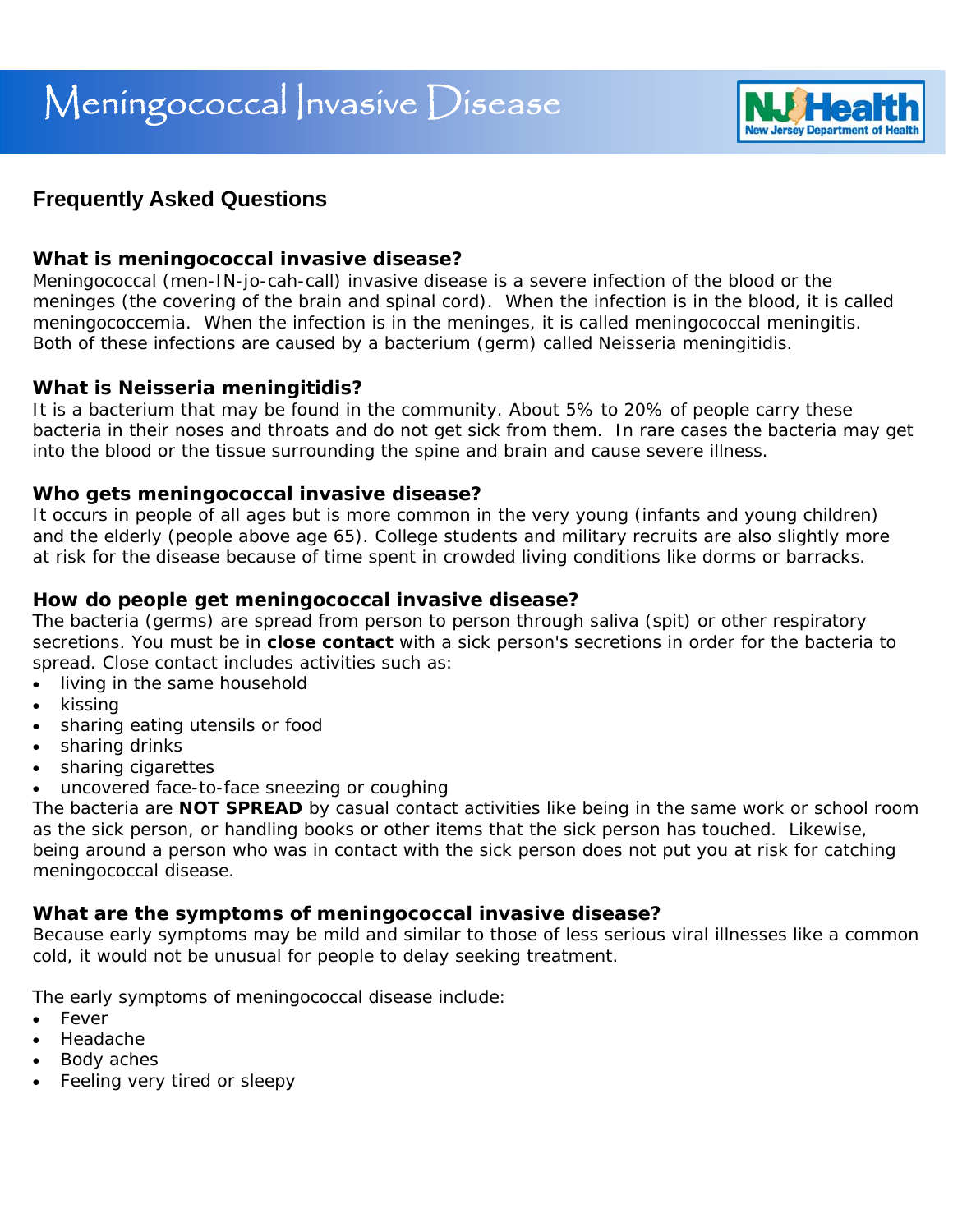# Meningococcal Invasive Disease

## Frequently Asked Questions

### What is meningococcal invasive disease?

Meningococcal (men-IN-jo-cah-call) invasive disease is a severe infection of the blood or the meninges (the covering of the brain and spinal cord). When the infection is in the blood, it is called meningococcemia. When the infection is in the meninges, it is called meningococcal meningitis. Both of these infections are caused by a bacterium (germ) called Neisseria meningitidis.

### What is Neisseria meningitidis?

It is a bacterium that may be found in the community. About 5% to 20% of people carry these bacteria in their noses and throats and do not get sick from them. In rare cases the bacteria may get into the blood or the tissue surrounding the spine and brain and cause severe illness.

### Who gets meningococcal invasive disease?

It occurs in people of all ages but is more common in the very young (infants and young children) and the elderly (people above age 65). College students and military recruits are also slightly more at risk for the disease because of time spent in crowded living conditions like dorms or barracks.

### How do people get meningococcal invasive disease?

The bacteria (germs) are spread from person to person through saliva (spit) or other respiratory secretions. You must be in **close contact** with a sick person's secretions in order for the bacteria to spread. Close contact includes activities such as:

- living in the same household
- kissing
- sharing eating utensils or food
- sharing drinks
- sharing cigarettes
- uncovered face-to-face sneezing or coughing

The bacteria are **NOT SPREAD** by casual contact activities like being in the same work or school room as the sick person, or handling books or other items that the sick person has touched. Likewise, being around a person who was in contact with the sick person does not put you at risk for catching meningococcal disease.

### What are the symptoms of meningococcal invasive disease?

Because early symptoms may be mild and similar to those of less serious viral illnesses like a common cold, it would not be unusual for people to delay seeking treatment.

The early symptoms of meningococcal disease include:

- Fever
- Headache
- Body aches
- Feeling very tired or sleepy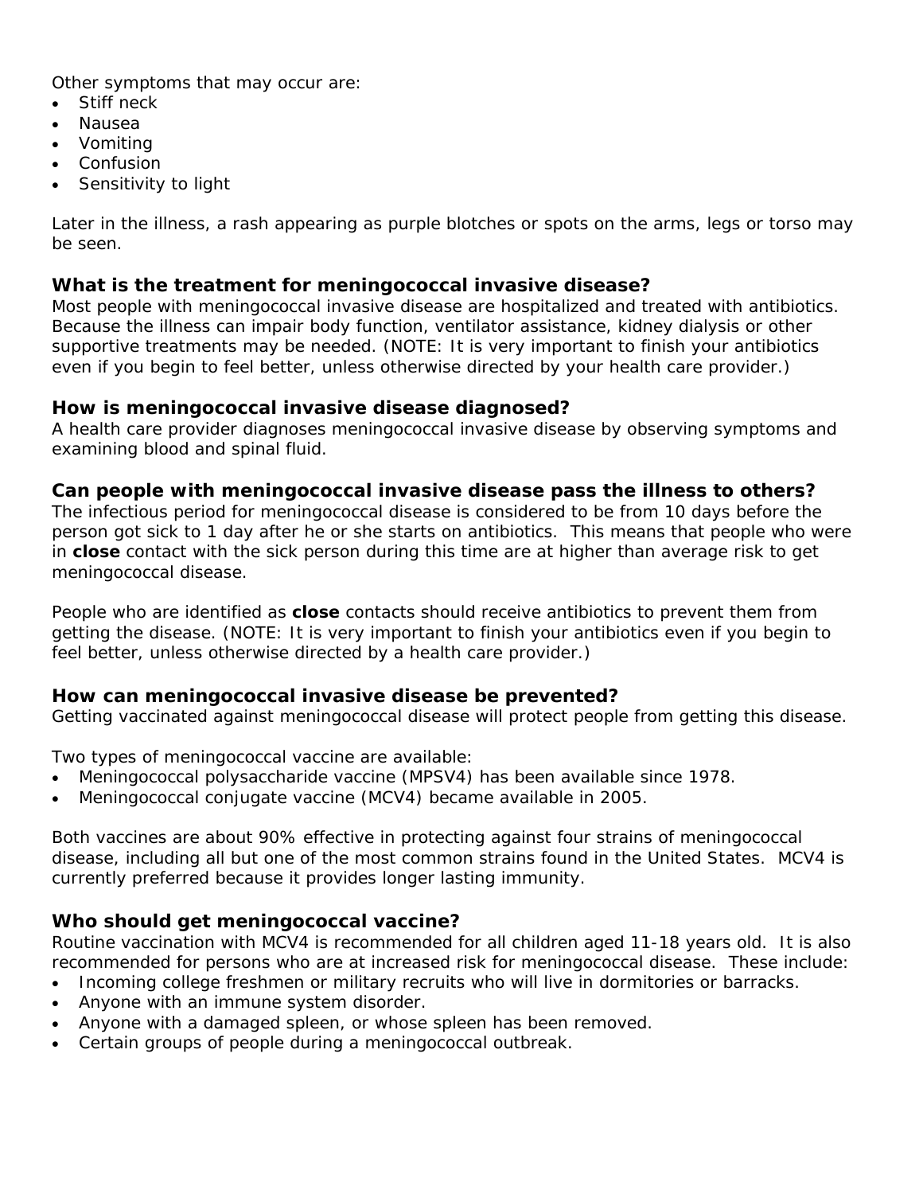Other symptoms that may occur are:

- Stiff neck
- Nausea
- Vomiting
- Confusion
- Sensitivity to light

Later in the illness, a rash appearing as purple blotches or spots on the arms, legs or torso may be seen.

### What is the treatment for meningococcal invasive disease?

Most people with meningococcal invasive disease are hospitalized and treated with antibiotics. Because the illness can impair body function, ventilator assistance, kidney dialysis or other supportive treatments may be needed. (NOTE: It is very important to finish your antibiotics even if you begin to feel better, unless otherwise directed by your health care provider.)

### How is meningococcal invasive disease diagnosed?

A health care provider diagnoses meningococcal invasive disease by observing symptoms and examining blood and spinal fluid.

### Can people with meningococcal invasive disease pass the illness to others?

The infectious period for meningococcal disease is considered to be from 10 days before the person got sick to 1 day after he or she starts on antibiotics. This means that people who were in **close** contact with the sick person during this time are at higher than average risk to get meningococcal disease.

People who are identified as **close** contacts should receive antibiotics to prevent them from getting the disease. (NOTE: It is very important to finish your antibiotics even if you begin to feel better, unless otherwise directed by a health care provider.)

### How can meningococcal invasive disease be prevented?

Getting vaccinated against meningococcal disease will protect people from getting this disease.

Two types of meningococcal vaccine are available:

- Meningococcal polysaccharide vaccine (MPSV4) has been available since 1978.
- Meningococcal conjugate vaccine (MCV4) became available in 2005.

Both vaccines are about 90% effective in protecting against four strains of meningococcal disease, including all but one of the most common strains found in the United States. MCV4 is currently preferred because it provides longer lasting immunity.

### Who should get meningococcal vaccine?

Routine vaccination with MCV4 is recommended for all children aged 11-18 years old. It is also recommended for persons who are at increased risk for meningococcal disease. These include:

- Incoming college freshmen or military recruits who will live in dormitories or barracks.
- Anyone with an immune system disorder.
- Anyone with a damaged spleen, or whose spleen has been removed.
- Certain groups of people during a meningococcal outbreak.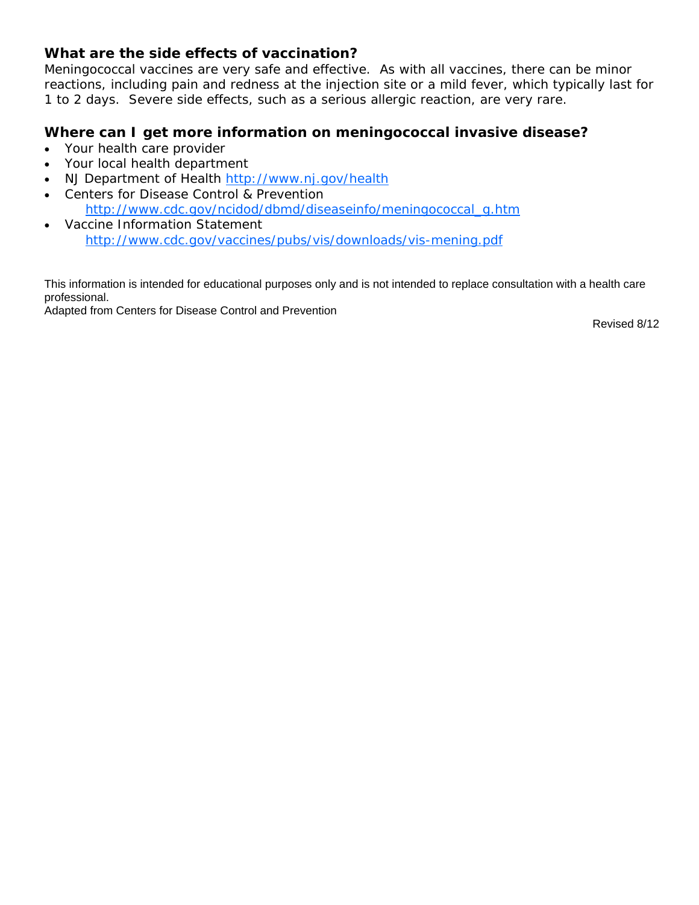### What are the side effects of vaccination?

Meningococcal vaccines are very safe and effective. As with all vaccines, there can be minor reactions, including pain and redness at the injection site or a mild fever, which typically last for 1 to 2 days. Severe side effects, such as a serious allergic reaction, are very rare.

### Where can I get more information on meningococcal invasive disease?

- Your health care provider
- Your local health department
- NJ Department of Health http://www.nj.gov/health
- Centers for Disease Control & Prevention
  http://www.cdc.gov/ncidod/dbmd/diseaseinfo/meningococcal_g.htm
- Vaccine Information Statement
  http://www.cdc.gov/vaccines/pubs/vis/downloads/vis-mening.pdf

This information is intended for educational purposes only and is not intended to replace consultation with a health care professional.
Adapted from Centers for Disease Control and Prevention

Revised 8/12